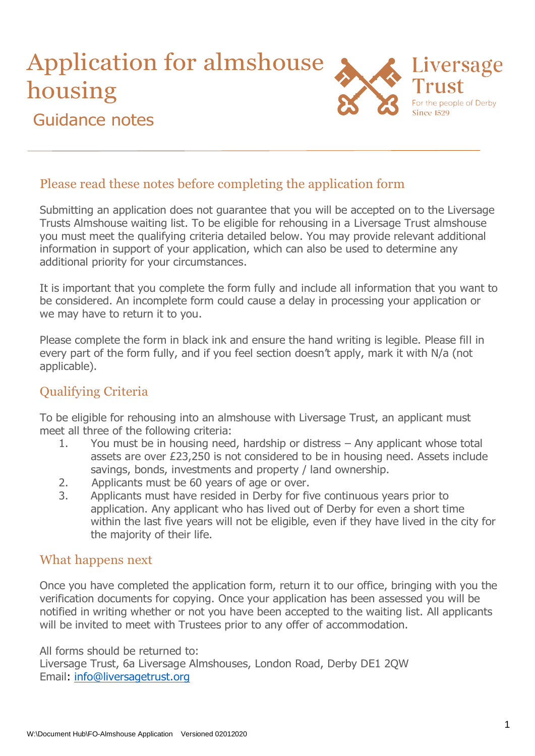# Application for almshouse housing

## Guidance notes

Liversage Trust
For the people of Derby
Since 1529

### Please read these notes before completing the application form

Submitting an application does not guarantee that you will be accepted on to the Liversage Trusts Almshouse waiting list. To be eligible for rehousing in a Liversage Trust almshouse you must meet the qualifying criteria detailed below. You may provide relevant additional information in support of your application, which can also be used to determine any additional priority for your circumstances.

It is important that you complete the form fully and include all information that you want to be considered. An incomplete form could cause a delay in processing your application or we may have to return it to you.

Please complete the form in black ink and ensure the hand writing is legible. Please fill in every part of the form fully, and if you feel section doesn't apply, mark it with N/a (not applicable).

### Qualifying Criteria

To be eligible for rehousing into an almshouse with Liversage Trust, an applicant must meet all three of the following criteria:

1. You must be in housing need, hardship or distress – Any applicant whose total assets are over £23,250 is not considered to be in housing need. Assets include savings, bonds, investments and property / land ownership.
2. Applicants must be 60 years of age or over.
3. Applicants must have resided in Derby for five continuous years prior to application. Any applicant who has lived out of Derby for even a short time within the last five years will not be eligible, even if they have lived in the city for the majority of their life.

### What happens next

Once you have completed the application form, return it to our office, bringing with you the verification documents for copying. Once your application has been assessed you will be notified in writing whether or not you have been accepted to the waiting list. All applicants will be invited to meet with Trustees prior to any offer of accommodation.

All forms should be returned to:
Liversage Trust, 6a Liversage Almshouses, London Road, Derby DE1 2QW
Email: info@liversagetrust.org

W:\Document Hub\FO-Almshouse Application Versioned 02012020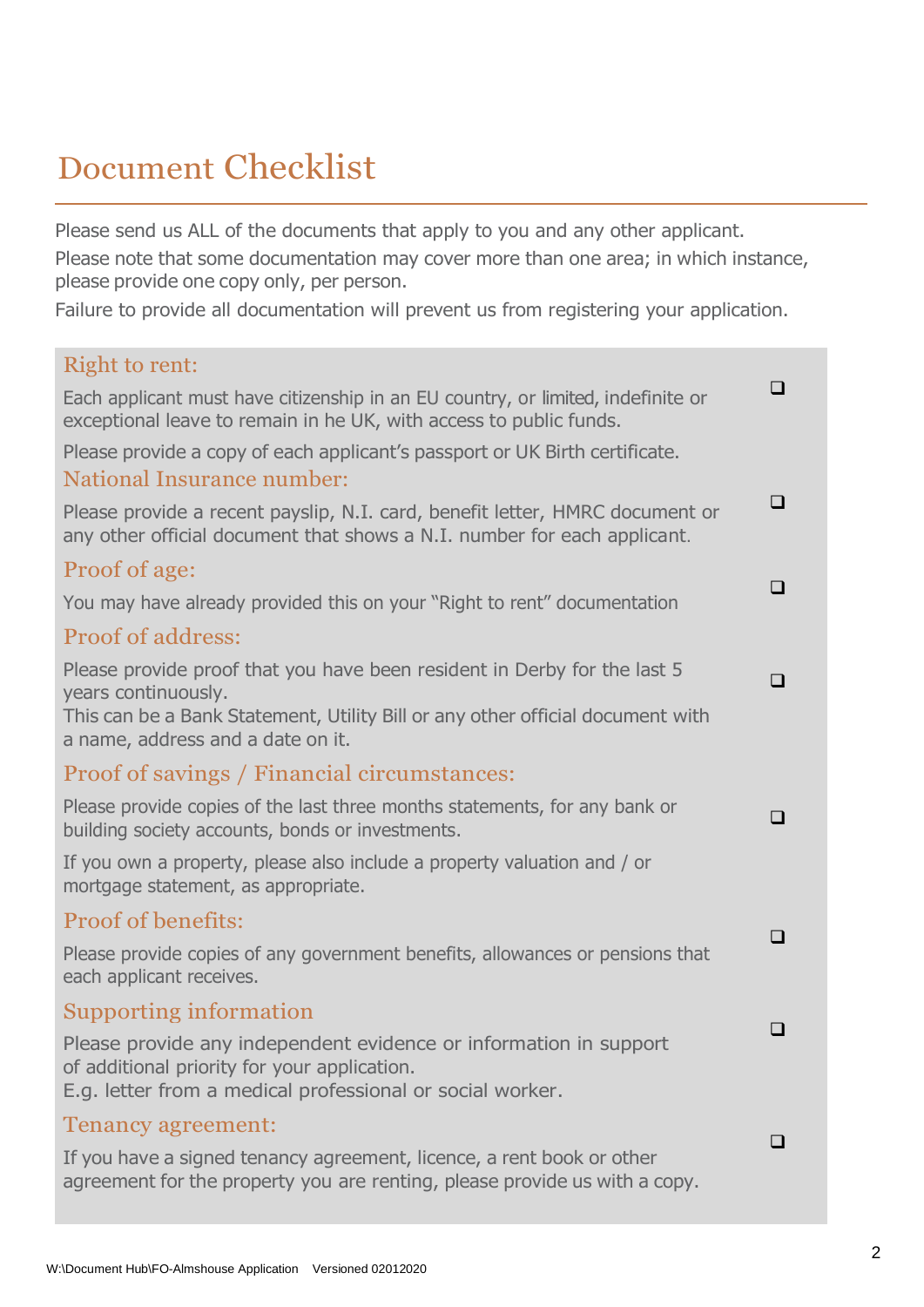# Document Checklist

Please send us ALL of the documents that apply to you and any other applicant.

Please note that some documentation may cover more than one area; in which instance, please provide one copy only, per person.

Failure to provide all documentation will prevent us from registering your application.

## Right to rent:

Each applicant must have citizenship in an EU country, or limited, indefinite or exceptional leave to remain in he UK, with access to public funds. ❑

Please provide a copy of each applicant's passport or UK Birth certificate.

## National Insurance number:

Please provide a recent payslip, N.I. card, benefit letter, HMRC document or any other official document that shows a N.I. number for each applicant. ❑

## Proof of age:

You may have already provided this on your "Right to rent" documentation ❑

## Proof of address:

Please provide proof that you have been resident in Derby for the last 5 years continuously. ❑
This can be a Bank Statement, Utility Bill or any other official document with a name, address and a date on it.

## Proof of savings / Financial circumstances:

Please provide copies of the last three months statements, for any bank or building society accounts, bonds or investments. ❑

If you own a property, please also include a property valuation and / or mortgage statement, as appropriate.

## Proof of benefits:

Please provide copies of any government benefits, allowances or pensions that each applicant receives. ❑

## Supporting information

Please provide any independent evidence or information in support of additional priority for your application. ❑
E.g. letter from a medical professional or social worker.

## Tenancy agreement:

If you have a signed tenancy agreement, licence, a rent book or other agreement for the property you are renting, please provide us with a copy. ❑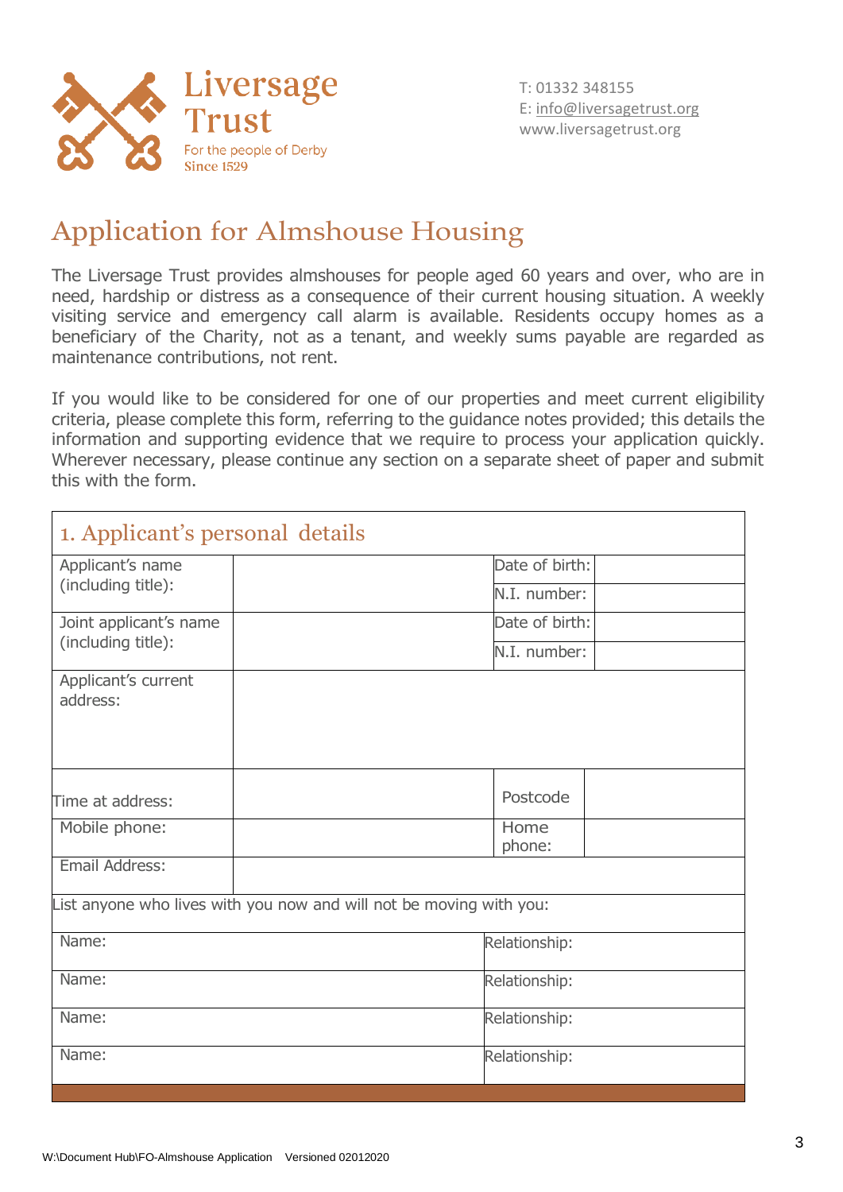Liversage Trust
For the people of Derby
Since 1529

T: 01332 348155
E: info@liversagetrust.org
www.liversagetrust.org

# Application for Almshouse Housing

The Liversage Trust provides almshouses for people aged 60 years and over, who are in need, hardship or distress as a consequence of their current housing situation. A weekly visiting service and emergency call alarm is available. Residents occupy homes as a beneficiary of the Charity, not as a tenant, and weekly sums payable are regarded as maintenance contributions, not rent.

If you would like to be considered for one of our properties and meet current eligibility criteria, please complete this form, referring to the guidance notes provided; this details the information and supporting evidence that we require to process your application quickly. Wherever necessary, please continue any section on a separate sheet of paper and submit this with the form.

## 1. Applicant's personal details

| | | | |
|---|---|---|---|
| Applicant's name (including title): | | Date of birth: | |
| | | N.I. number: | |
| Joint applicant's name (including title): | | Date of birth: | |
| | | N.I. number: | |
| Applicant's current address: | | | |
| Time at address: | | Postcode | |
| Mobile phone: | | Home phone: | |
| Email Address: | | | |

List anyone who lives with you now and will not be moving with you:

| | |
|---|---|
| Name: | Relationship: |
| Name: | Relationship: |
| Name: | Relationship: |
| Name: | Relationship: |

W:\Document Hub\FO-Almshouse Application Versioned 02012020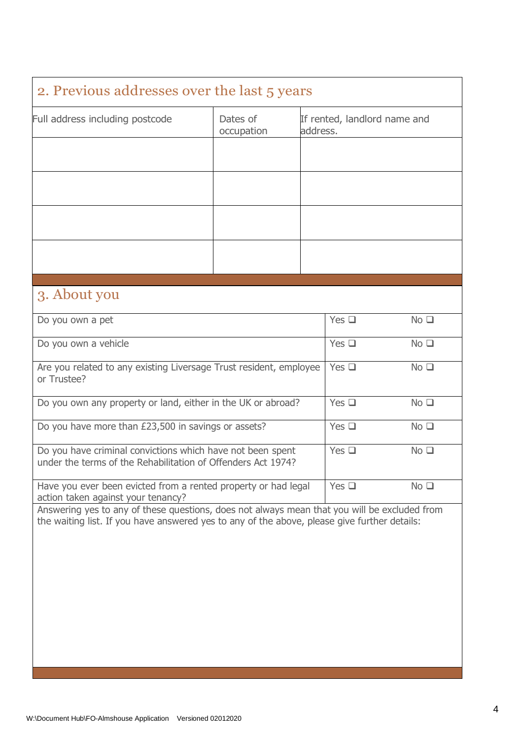## 2. Previous addresses over the last 5 years

| Full address including postcode | Dates of occupation | If rented, landlord name and address. |
|---|---|---|
| | | |
| | | |
| | | |
| | | |

## 3. About you

| | | |
|---|---|---|
| Do you own a pet | Yes ❑ | No ❑ |
| Do you own a vehicle | Yes ❑ | No ❑ |
| Are you related to any existing Liversage Trust resident, employee or Trustee? | Yes ❑ | No ❑ |
| Do you own any property or land, either in the UK or abroad? | Yes ❑ | No ❑ |
| Do you have more than £23,500 in savings or assets? | Yes ❑ | No ❑ |
| Do you have criminal convictions which have not been spent under the terms of the Rehabilitation of Offenders Act 1974? | Yes ❑ | No ❑ |
| Have you ever been evicted from a rented property or had legal action taken against your tenancy? | Yes ❑ | No ❑ |

Answering yes to any of these questions, does not always mean that you will be excluded from the waiting list. If you have answered yes to any of the above, please give further details:

W:\Document Hub\FO-Almshouse Application Versioned 02012020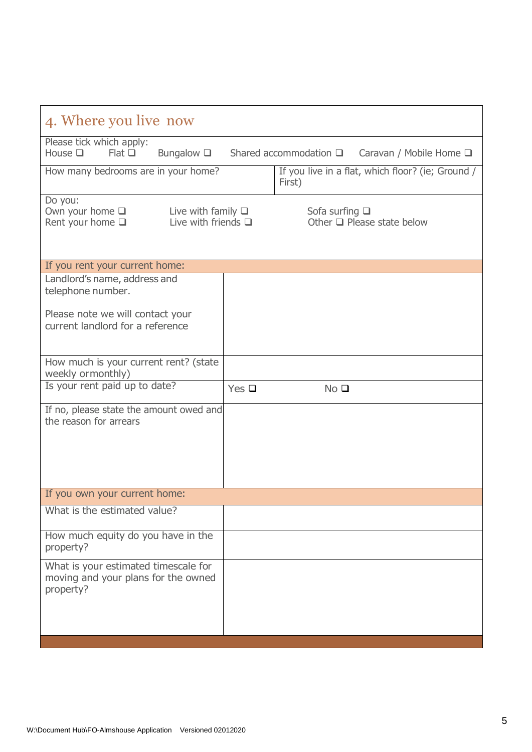## 4. Where you live now

Please tick which apply:

House ❑ Flat ❑ Bungalow ❑ Shared accommodation ❑ Caravan / Mobile Home ❑

| How many bedrooms are in your home? | If you live in a flat, which floor? (ie; Ground / First) |
|---|---|
| | |

Do you:

Own your home ❑ Live with family ❑ Sofa surfing ❑

Rent your home ❑ Live with friends ❑ Other ❑ Please state below

| If you rent your current home: | | |
|---|---|---|
| Landlord's name, address and telephone number.<br><br>Please note we will contact your current landlord for a reference | | |
| How much is your current rent? (state weekly or monthly) | | |
| Is your rent paid up to date? | Yes ❑ | No ❑ |
| If no, please state the amount owed and the reason for arrears | | |

| If you own your current home: | |
|---|---|
| What is the estimated value? | |
| How much equity do you have in the property? | |
| What is your estimated timescale for moving and your plans for the owned property? | |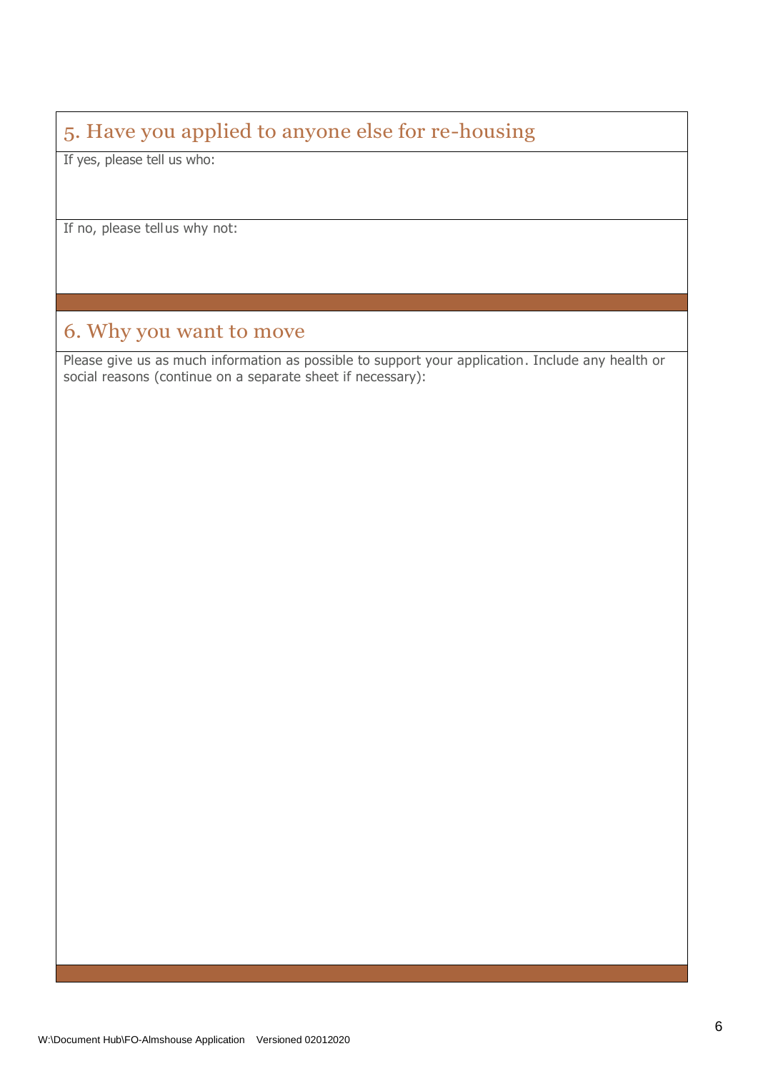## 5. Have you applied to anyone else for re-housing

If yes, please tell us who:

If no, please tell us why not:

## 6. Why you want to move

Please give us as much information as possible to support your application. Include any health or social reasons (continue on a separate sheet if necessary):

W:\Document Hub\FO-Almshouse Application Versioned 02012020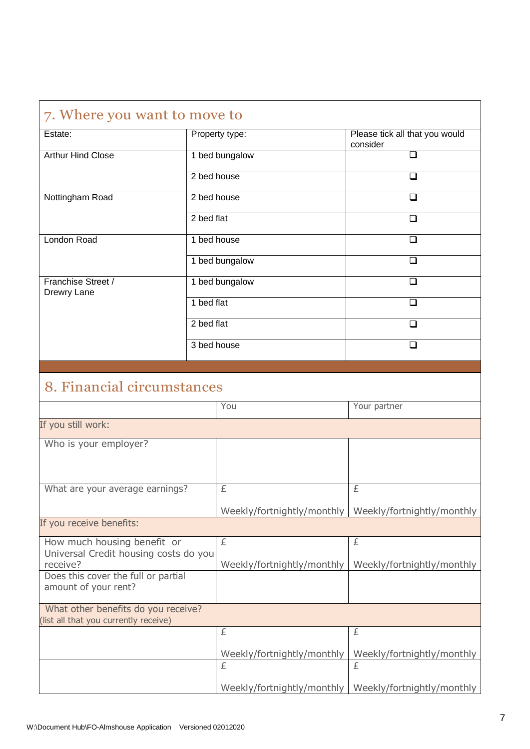## 7. Where you want to move to

| Estate: | Property type: | Please tick all that you would consider |
|---|---|---|
| Arthur Hind Close | 1 bed bungalow | ❑ |
| | 2 bed house | ❑ |
| Nottingham Road | 2 bed house | ❑ |
| | 2 bed flat | ❑ |
| London Road | 1 bed house | ❑ |
| | 1 bed bungalow | ❑ |
| Franchise Street / Drewry Lane | 1 bed bungalow | ❑ |
| | 1 bed flat | ❑ |
| | 2 bed flat | ❑ |
| | 3 bed house | ❑ |

## 8. Financial circumstances

| | You | Your partner |
|---|---|---|
| **If you still work:** | | |
| Who is your employer? | | |
| What are your average earnings? | £ <br> Weekly/fortnightly/monthly | £ <br> Weekly/fortnightly/monthly |
| **If you receive benefits:** | | |
| How much housing benefit or Universal Credit housing costs do you receive? | £ <br> Weekly/fortnightly/monthly | £ <br> Weekly/fortnightly/monthly |
| Does this cover the full or partial amount of your rent? | | |
| **What other benefits do you receive?** (list all that you currently receive) | | |
| | £ <br> Weekly/fortnightly/monthly | £ <br> Weekly/fortnightly/monthly |
| | £ <br> Weekly/fortnightly/monthly | £ <br> Weekly/fortnightly/monthly |

W:\Document Hub\FO-Almshouse Application Versioned 02012020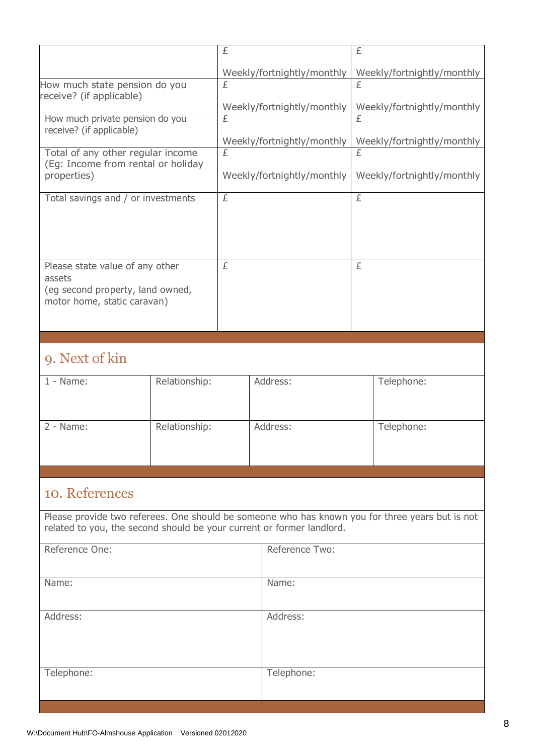|  | £<br><br>Weekly/fortnightly/monthly | £<br><br>Weekly/fortnightly/monthly |
|---|---|---|
| How much state pension do you receive? (if applicable) | £<br><br>Weekly/fortnightly/monthly | £<br><br>Weekly/fortnightly/monthly |
| How much private pension do you receive? (if applicable) | £<br><br>Weekly/fortnightly/monthly | £<br><br>Weekly/fortnightly/monthly |
| Total of any other regular income (Eg: Income from rental or holiday properties) | £<br><br>Weekly/fortnightly/monthly | £<br><br>Weekly/fortnightly/monthly |
| Total savings and / or investments | £ | £ |
| Please state value of any other assets (eg second property, land owned, motor home, static caravan) | £ | £ |

## 9. Next of kin

| 1 - Name: | Relationship: | Address: | Telephone: |
|---|---|---|---|
| 2 - Name: | Relationship: | Address: | Telephone: |

## 10. References

Please provide two referees. One should be someone who has known you for three years but is not related to you, the second should be your current or former landlord.

| Reference One: | Reference Two: |
|---|---|
| Name: | Name: |
| Address: | Address: |
| Telephone: | Telephone: |

W:\Document Hub\FO-Almshouse Application Versioned 02012020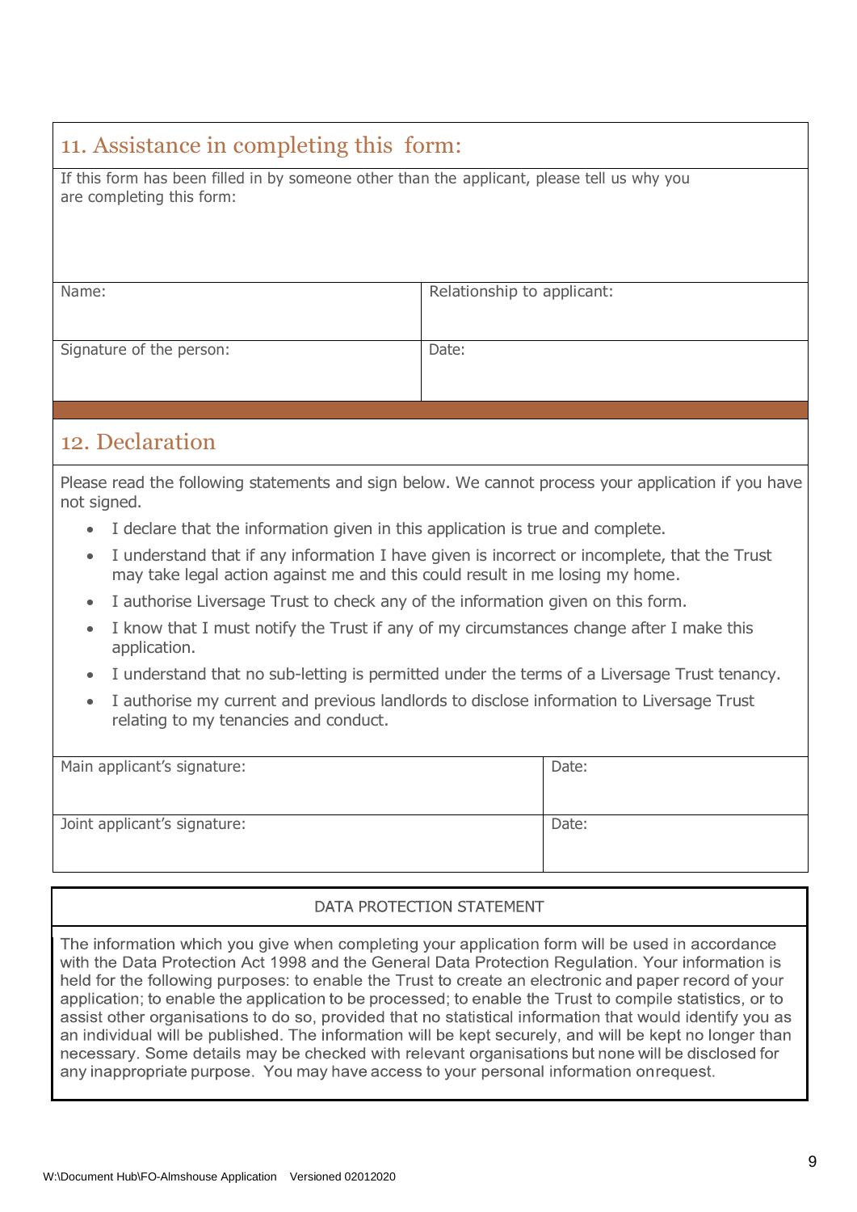## 11. Assistance in completing this form:

If this form has been filled in by someone other than the applicant, please tell us why you are completing this form:

| | |
|---|---|
| Name: | Relationship to applicant: |
| Signature of the person: | Date: |

## 12. Declaration

Please read the following statements and sign below. We cannot process your application if you have not signed.

- I declare that the information given in this application is true and complete.
- I understand that if any information I have given is incorrect or incomplete, that the Trust may take legal action against me and this could result in me losing my home.
- I authorise Liversage Trust to check any of the information given on this form.
- I know that I must notify the Trust if any of my circumstances change after I make this application.
- I understand that no sub-letting is permitted under the terms of a Liversage Trust tenancy.
- I authorise my current and previous landlords to disclose information to Liversage Trust relating to my tenancies and conduct.

| | |
|---|---|
| Main applicant's signature: | Date: |
| Joint applicant's signature: | Date: |

### DATA PROTECTION STATEMENT

The information which you give when completing your application form will be used in accordance with the Data Protection Act 1998 and the General Data Protection Regulation. Your information is held for the following purposes: to enable the Trust to create an electronic and paper record of your application; to enable the application to be processed; to enable the Trust to compile statistics, or to assist other organisations to do so, provided that no statistical information that would identify you as an individual will be published. The information will be kept securely, and will be kept no longer than necessary. Some details may be checked with relevant organisations but none will be disclosed for any inappropriate purpose. You may have access to your personal information onrequest.